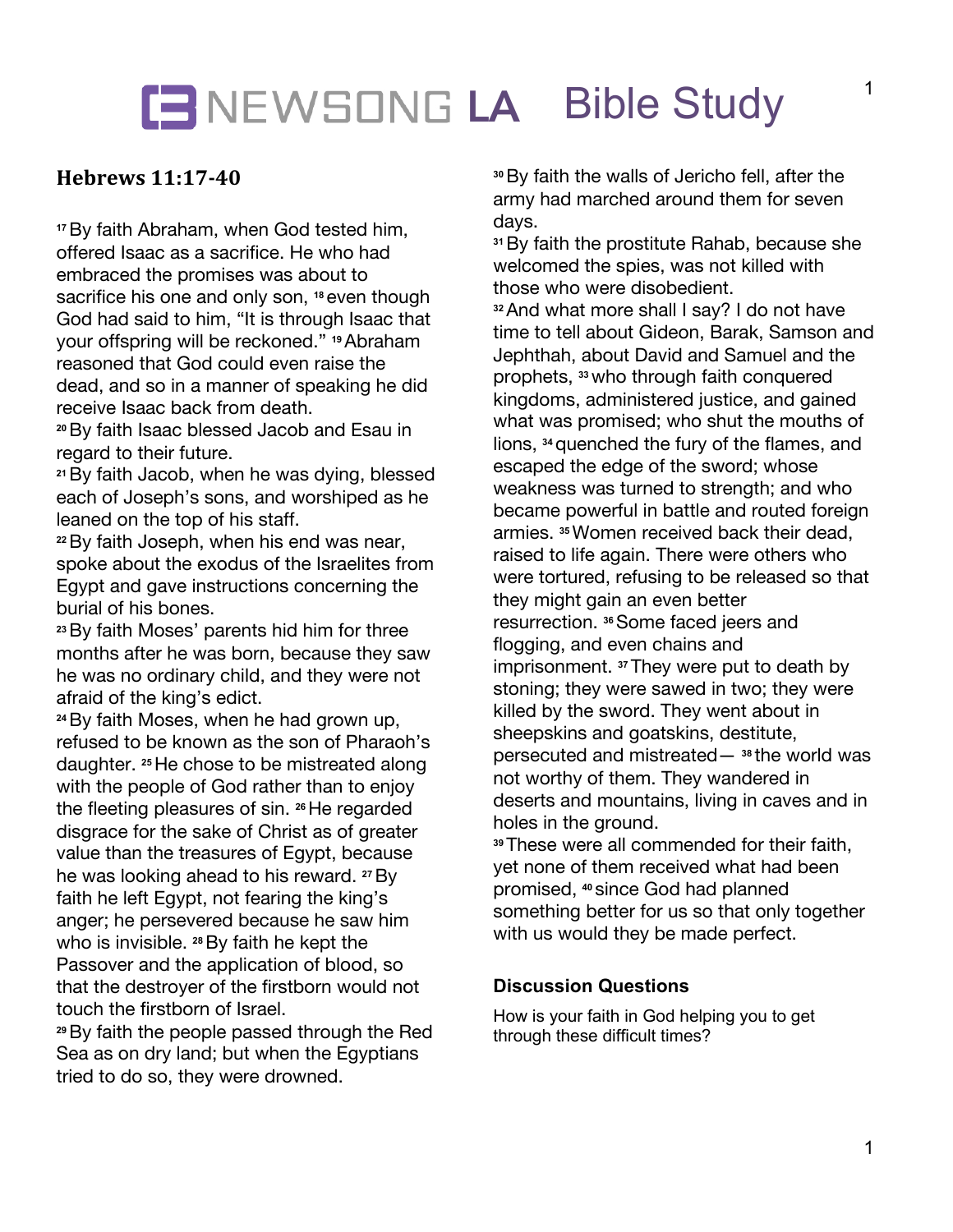# NEWSONG LA Bible Study

## Hebrews 11:17-40

[17] By faith Abraham, when God tested him, offered Isaac as a sacrifice. He who had embraced the promises was about to sacrifice his one and only son, [18] even though God had said to him, "It is through Isaac that your offspring will be reckoned." [19] Abraham reasoned that God could even raise the dead, and so in a manner of speaking he did receive Isaac back from death.

[20] By faith Isaac blessed Jacob and Esau in regard to their future.

[21] By faith Jacob, when he was dying, blessed each of Joseph's sons, and worshiped as he leaned on the top of his staff.

[22] By faith Joseph, when his end was near, spoke about the exodus of the Israelites from Egypt and gave instructions concerning the burial of his bones.

[23] By faith Moses' parents hid him for three months after he was born, because they saw he was no ordinary child, and they were not afraid of the king's edict.

[24] By faith Moses, when he had grown up, refused to be known as the son of Pharaoh's daughter. [25] He chose to be mistreated along with the people of God rather than to enjoy the fleeting pleasures of sin. [26] He regarded disgrace for the sake of Christ as of greater value than the treasures of Egypt, because he was looking ahead to his reward. [27] By faith he left Egypt, not fearing the king's anger; he persevered because he saw him who is invisible. [28] By faith he kept the Passover and the application of blood, so that the destroyer of the firstborn would not touch the firstborn of Israel.

[29] By faith the people passed through the Red Sea as on dry land; but when the Egyptians tried to do so, they were drowned.

[30] By faith the walls of Jericho fell, after the army had marched around them for seven days.

[31] By faith the prostitute Rahab, because she welcomed the spies, was not killed with those who were disobedient.

[32] And what more shall I say? I do not have time to tell about Gideon, Barak, Samson and Jephthah, about David and Samuel and the prophets, [33] who through faith conquered kingdoms, administered justice, and gained what was promised; who shut the mouths of lions, [34] quenched the fury of the flames, and escaped the edge of the sword; whose weakness was turned to strength; and who became powerful in battle and routed foreign armies. [35] Women received back their dead, raised to life again. There were others who were tortured, refusing to be released so that they might gain an even better resurrection. [36] Some faced jeers and flogging, and even chains and imprisonment. [37] They were put to death by stoning; they were sawed in two; they were killed by the sword. They went about in sheepskins and goatskins, destitute, persecuted and mistreated— [38] the world was not worthy of them. They wandered in deserts and mountains, living in caves and in holes in the ground.

[39] These were all commended for their faith, yet none of them received what had been promised, [40] since God had planned something better for us so that only together with us would they be made perfect.

### Discussion Questions

How is your faith in God helping you to get through these difficult times?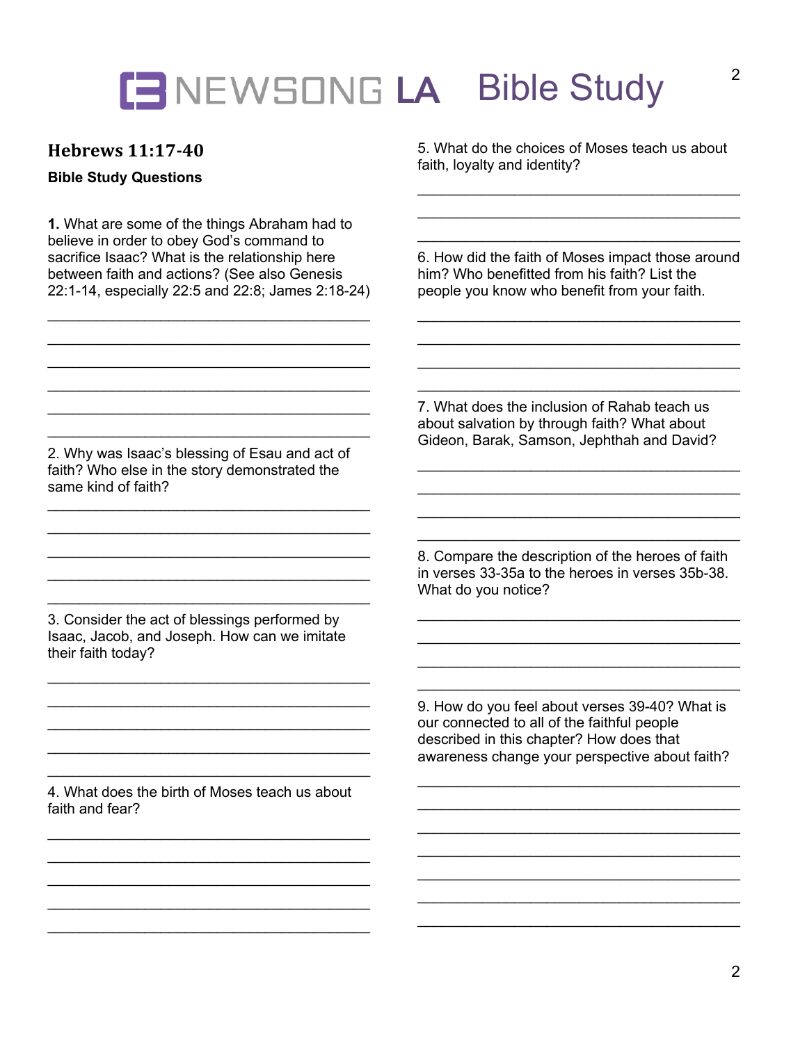# NEWSONG LA Bible Study

## Hebrews 11:17-40

**Bible Study Questions**

**1.** What are some of the things Abraham had to believe in order to obey God's command to sacrifice Isaac? What is the relationship here between faith and actions? (See also Genesis 22:1-14, especially 22:5 and 22:8; James 2:18-24)

______________________________________________
______________________________________________
______________________________________________
______________________________________________
______________________________________________
______________________________________________

2. Why was Isaac's blessing of Esau and act of faith? Who else in the story demonstrated the same kind of faith?

______________________________________________
______________________________________________
______________________________________________
______________________________________________
______________________________________________

3. Consider the act of blessings performed by Isaac, Jacob, and Joseph. How can we imitate their faith today?

______________________________________________
______________________________________________
______________________________________________
______________________________________________
______________________________________________

4. What does the birth of Moses teach us about faith and fear?

______________________________________________
______________________________________________
______________________________________________
______________________________________________
______________________________________________

5. What do the choices of Moses teach us about faith, loyalty and identity?

______________________________________________
______________________________________________
______________________________________________

6. How did the faith of Moses impact those around him? Who benefitted from his faith? List the people you know who benefit from your faith.

______________________________________________
______________________________________________
______________________________________________
______________________________________________

7. What does the inclusion of Rahab teach us about salvation by through faith? What about Gideon, Barak, Samson, Jephthah and David?

______________________________________________
______________________________________________
______________________________________________
______________________________________________

8. Compare the description of the heroes of faith in verses 33-35a to the heroes in verses 35b-38. What do you notice?

______________________________________________
______________________________________________
______________________________________________
______________________________________________

9. How do you feel about verses 39-40? What is our connected to all of the faithful people described in this chapter? How does that awareness change your perspective about faith?

______________________________________________
______________________________________________
______________________________________________
______________________________________________
______________________________________________
______________________________________________
______________________________________________